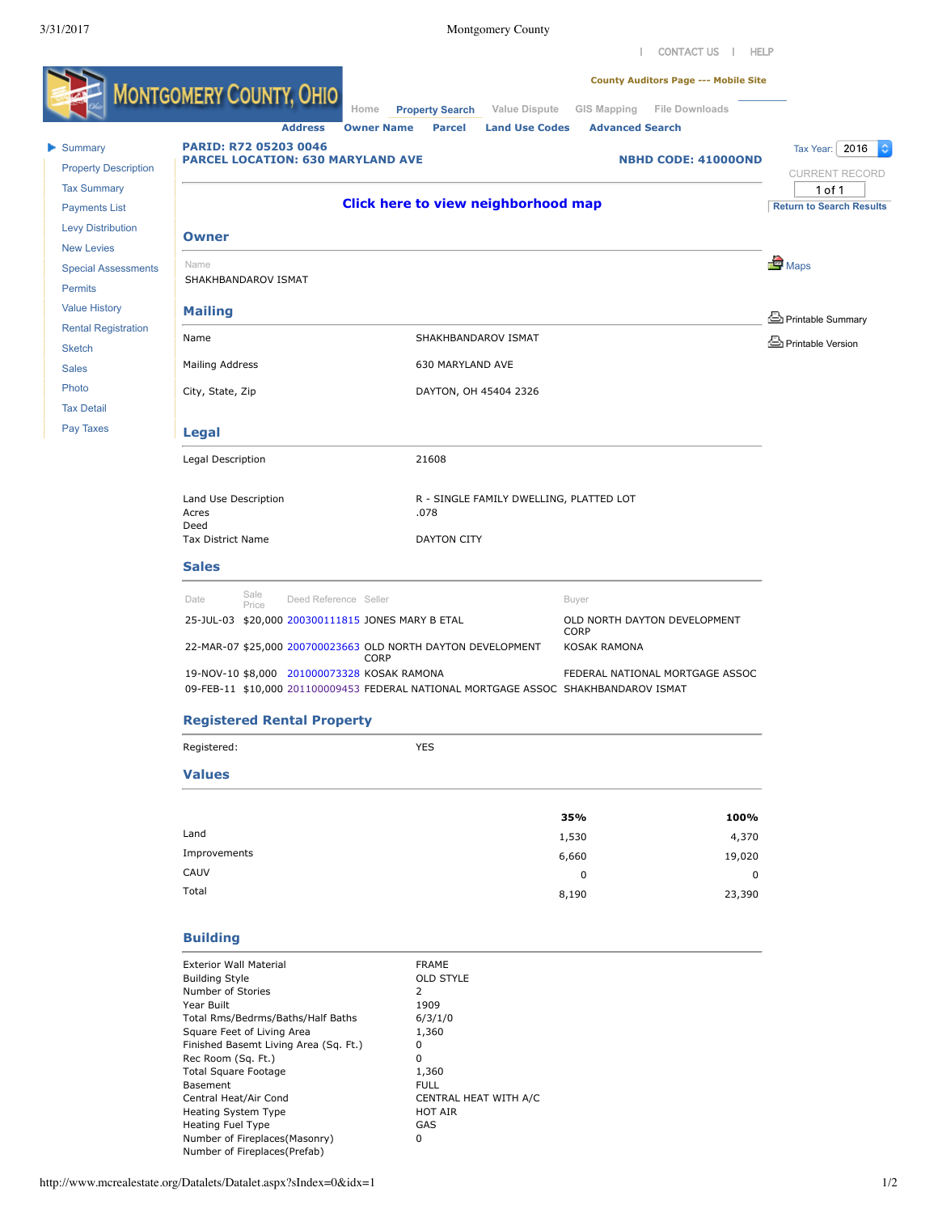| CONTACT US | HELP

County Auditors Page --- Mobile Site

MONTGOMERY COUNTY, OHIO

Home | Property Search | Value Dispute | GIS Mapping | File Downloads

Address | Owner Name | Parcel | Land Use Codes | Advanced Search

- Summary
- Property Description
- Tax Summary
- Payments List
- Levy Distribution
- New Levies
- Special Assessments
- Permits
- Value History
- Rental Registration
- Sketch
- Sales
- Photo
- Tax Detail
- Pay Taxes

**PARID: R72 05203 0046**
**PARCEL LOCATION: 630 MARYLAND AVE**

**NBHD CODE: 41000OND**

Tax Year: 2016

CURRENT RECORD
1 of 1
Return to Search Results

Maps
Printable Summary
Printable Version

**Click here to view neighborhood map**

## Owner

Name
SHAKHBANDAROV ISMAT

## Mailing

| | |
|---|---|
| Name | SHAKHBANDAROV ISMAT |
| Mailing Address | 630 MARYLAND AVE |
| City, State, Zip | DAYTON, OH 45404 2326 |

## Legal

| | |
|---|---|
| Legal Description | 21608 |
| Land Use Description | R - SINGLE FAMILY DWELLING, PLATTED LOT |
| Acres | .078 |
| Deed | |
| Tax District Name | DAYTON CITY |

## Sales

| Date | Sale Price | Deed Reference | Seller | Buyer |
|---|---|---|---|---|
| 25-JUL-03 | $20,000 | 200300111815 | JONES MARY B ETAL | OLD NORTH DAYTON DEVELOPMENT CORP |
| 22-MAR-07 | $25,000 | 200700023663 | OLD NORTH DAYTON DEVELOPMENT CORP | KOSAK RAMONA |
| 19-NOV-10 | $8,000 | 201000073328 | KOSAK RAMONA | FEDERAL NATIONAL MORTGAGE ASSOC |
| 09-FEB-11 | $10,000 | 201100009453 | FEDERAL NATIONAL MORTGAGE ASSOC | SHAKHBANDAROV ISMAT |

## Registered Rental Property

| | |
|---|---|
| Registered: | YES |

## Values

| | 35% | 100% |
|---|---|---|
| Land | 1,530 | 4,370 |
| Improvements | 6,660 | 19,020 |
| CAUV | 0 | 0 |
| Total | 8,190 | 23,390 |

## Building

| | |
|---|---|
| Exterior Wall Material | FRAME |
| Building Style | OLD STYLE |
| Number of Stories | 2 |
| Year Built | 1909 |
| Total Rms/Bedrms/Baths/Half Baths | 6/3/1/0 |
| Square Feet of Living Area | 1,360 |
| Finished Basemt Living Area (Sq. Ft.) | 0 |
| Rec Room (Sq. Ft.) | 0 |
| Total Square Footage | 1,360 |
| Basement | FULL |
| Central Heat/Air Cond | CENTRAL HEAT WITH A/C |
| Heating System Type | HOT AIR |
| Heating Fuel Type | GAS |
| Number of Fireplaces(Masonry) | 0 |
| Number of Fireplaces(Prefab) | |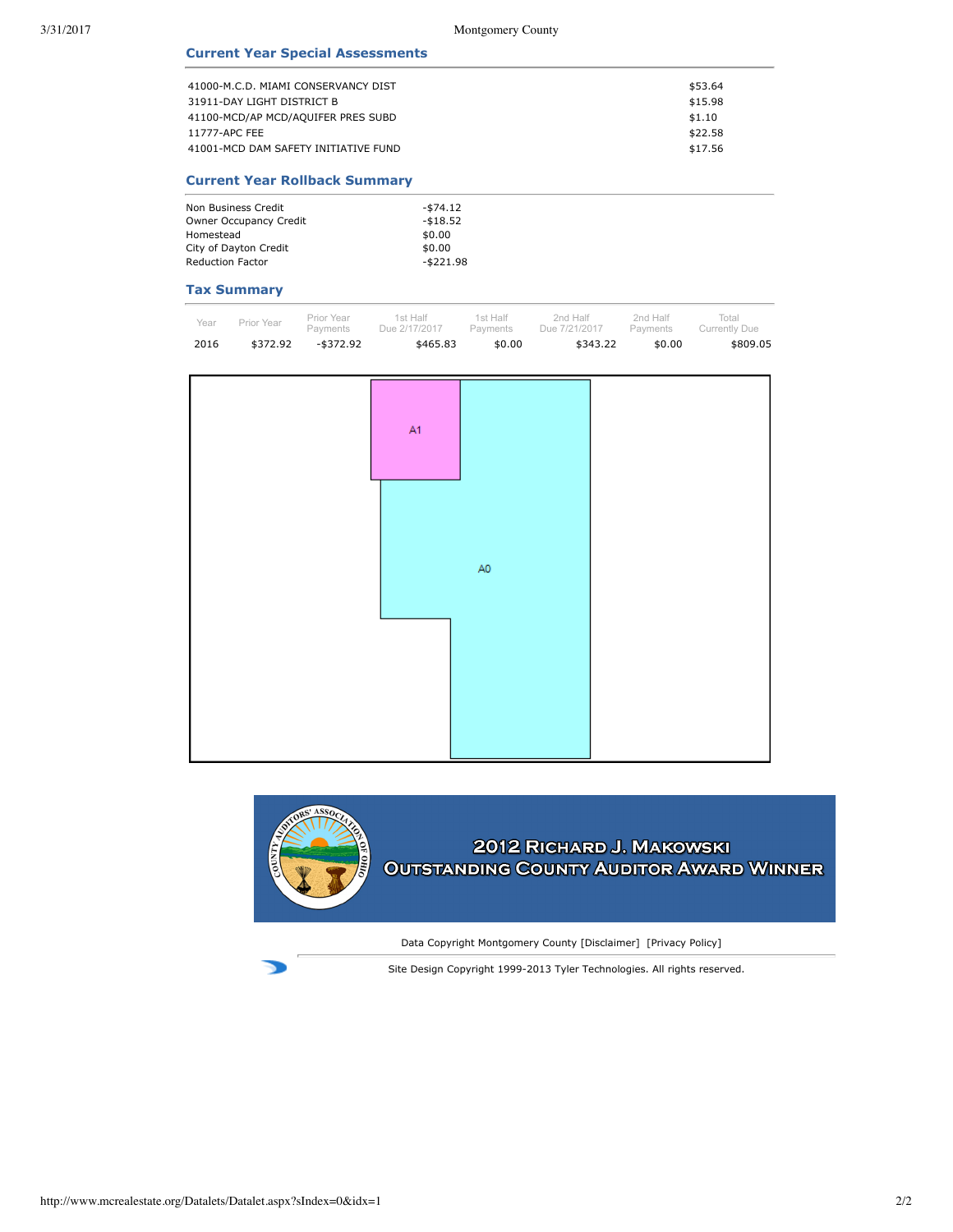## Current Year Special Assessments

| | |
|---|---|
| 41000-M.C.D. MIAMI CONSERVANCY DIST | $53.64 |
| 31911-DAY LIGHT DISTRICT B | $15.98 |
| 41100-MCD/AP MCD/AQUIFER PRES SUBD | $1.10 |
| 11777-APC FEE | $22.58 |
| 41001-MCD DAM SAFETY INITIATIVE FUND | $17.56 |

## Current Year Rollback Summary

| | |
|---|---|
| Non Business Credit | -$74.12 |
| Owner Occupancy Credit | -$18.52 |
| Homestead | $0.00 |
| City of Dayton Credit | $0.00 |
| Reduction Factor | -$221.98 |

## Tax Summary

| Year | Prior Year | Prior Year Payments | 1st Half Due 2/17/2017 | 1st Half Payments | 2nd Half Due 7/21/2017 | 2nd Half Payments | Total Currently Due |
|---|---|---|---|---|---|---|---|
| 2016 | $372.92 | -$372.92 | $465.83 | $0.00 | $343.22 | $0.00 | $809.05 |

A1

A0

2012 Richard J. Makowski
Outstanding County Auditor Award Winner

Data Copyright Montgomery County [Disclaimer] [Privacy Policy]

Site Design Copyright 1999-2013 Tyler Technologies. All rights reserved.